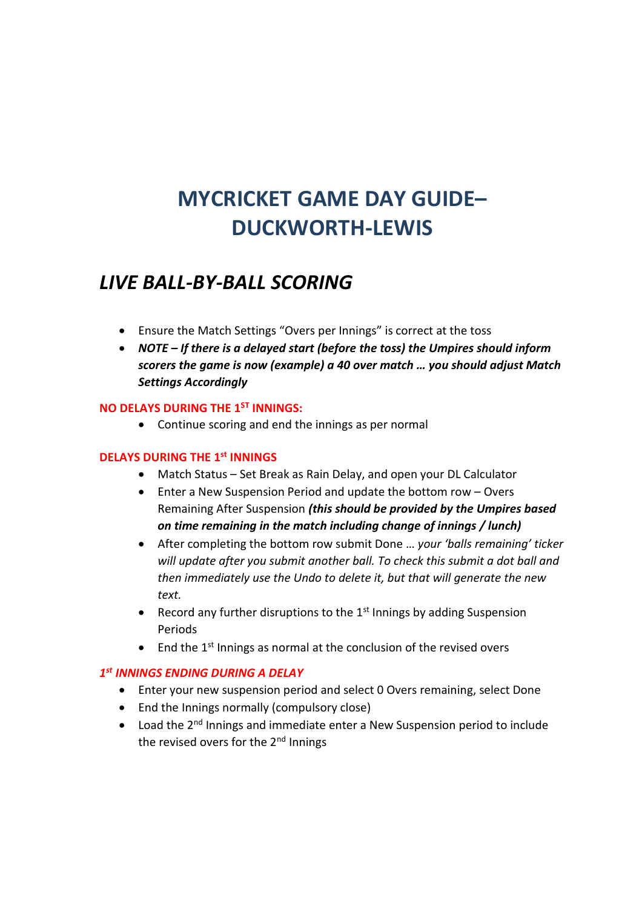# MYCRICKET GAME DAY GUIDE– DUCKWORTH-LEWIS

## *LIVE BALL-BY-BALL SCORING*

- Ensure the Match Settings “Overs per Innings” is correct at the toss
- ***NOTE – If there is a delayed start (before the toss) the Umpires should inform scorers the game is now (example) a 40 over match … you should adjust Match Settings Accordingly***

### NO DELAYS DURING THE 1ST INNINGS:

- Continue scoring and end the innings as per normal

### DELAYS DURING THE 1st INNINGS

- Match Status – Set Break as Rain Delay, and open your DL Calculator
- Enter a New Suspension Period and update the bottom row – Overs Remaining After Suspension ***(this should be provided by the Umpires based on time remaining in the match including change of innings / lunch)***
- After completing the bottom row submit Done … *your ‘balls remaining’ ticker will update after you submit another ball. To check this submit a dot ball and then immediately use the Undo to delete it, but that will generate the new text.*
- Record any further disruptions to the 1st Innings by adding Suspension Periods
- End the 1st Innings as normal at the conclusion of the revised overs

### *1st INNINGS ENDING DURING A DELAY*

- Enter your new suspension period and select 0 Overs remaining, select Done
- End the Innings normally (compulsory close)
- Load the 2nd Innings and immediate enter a New Suspension period to include the revised overs for the 2nd Innings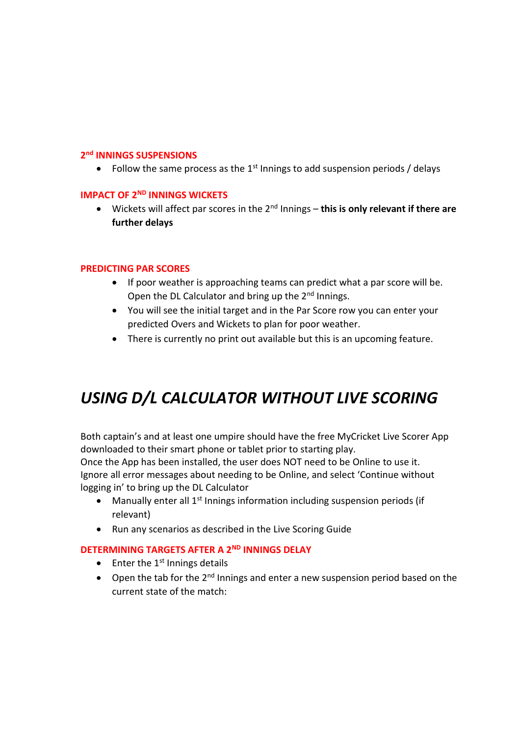### 2nd INNINGS SUSPENSIONS

- Follow the same process as the 1st Innings to add suspension periods / delays

### IMPACT OF 2ND INNINGS WICKETS

- Wickets will affect par scores in the 2nd Innings – **this is only relevant if there are further delays**

### PREDICTING PAR SCORES

- If poor weather is approaching teams can predict what a par score will be. Open the DL Calculator and bring up the 2nd Innings.
- You will see the initial target and in the Par Score row you can enter your predicted Overs and Wickets to plan for poor weather.
- There is currently no print out available but this is an upcoming feature.

## *USING D/L CALCULATOR WITHOUT LIVE SCORING*

Both captain's and at least one umpire should have the free MyCricket Live Scorer App downloaded to their smart phone or tablet prior to starting play.
Once the App has been installed, the user does NOT need to be Online to use it.
Ignore all error messages about needing to be Online, and select 'Continue without logging in' to bring up the DL Calculator

- Manually enter all 1st Innings information including suspension periods (if relevant)
- Run any scenarios as described in the Live Scoring Guide

### DETERMINING TARGETS AFTER A 2ND INNINGS DELAY

- Enter the 1st Innings details
- Open the tab for the 2nd Innings and enter a new suspension period based on the current state of the match: